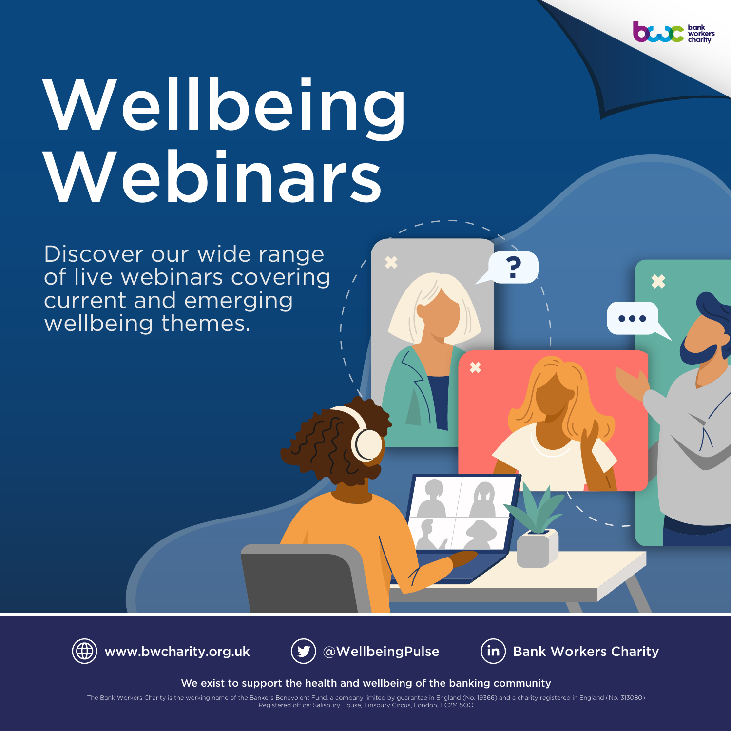bank workers charity

# Wellbeing Webinars

Discover our wide range of live webinars covering current and emerging wellbeing themes.

www.bwcharity.org.uk

@WellbeingPulse

Bank Workers Charity

We exist to support the health and wellbeing of the banking community

The Bank Workers Charity is the working name of the Bankers Benevolent Fund, a company limited by guarantee in England (No. 19366) and a charity registered in England (No. 313080)
Registered office: Salisbury House, Finsbury Circus, London, EC2M 5QQ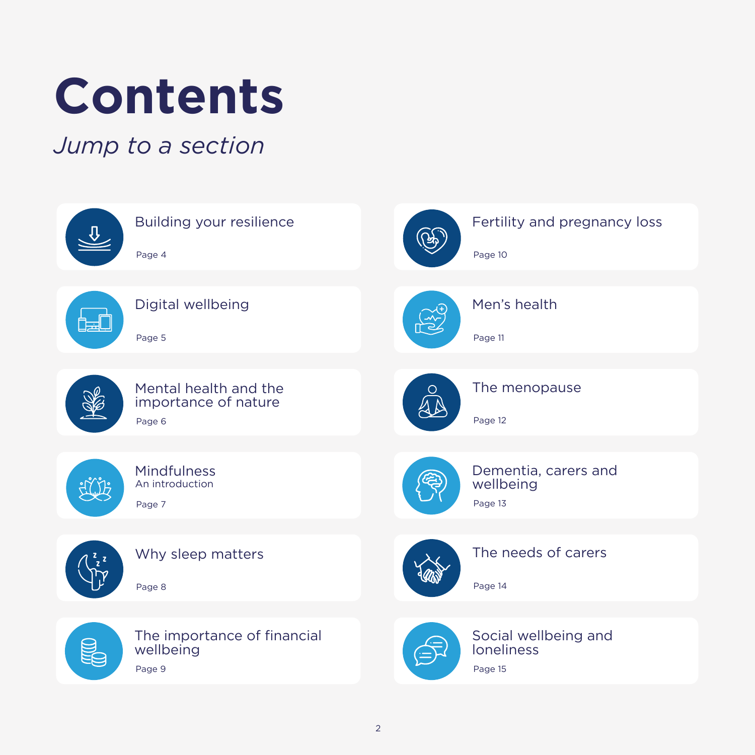# Contents

*Jump to a section*

- Building your resilience — Page 4
- Digital wellbeing — Page 5
- Mental health and the importance of nature — Page 6
- Mindfulness: An introduction — Page 7
- Why sleep matters — Page 8
- The importance of financial wellbeing — Page 9
- Fertility and pregnancy loss — Page 10
- Men's health — Page 11
- The menopause — Page 12
- Dementia, carers and wellbeing — Page 13
- The needs of carers — Page 14
- Social wellbeing and loneliness — Page 15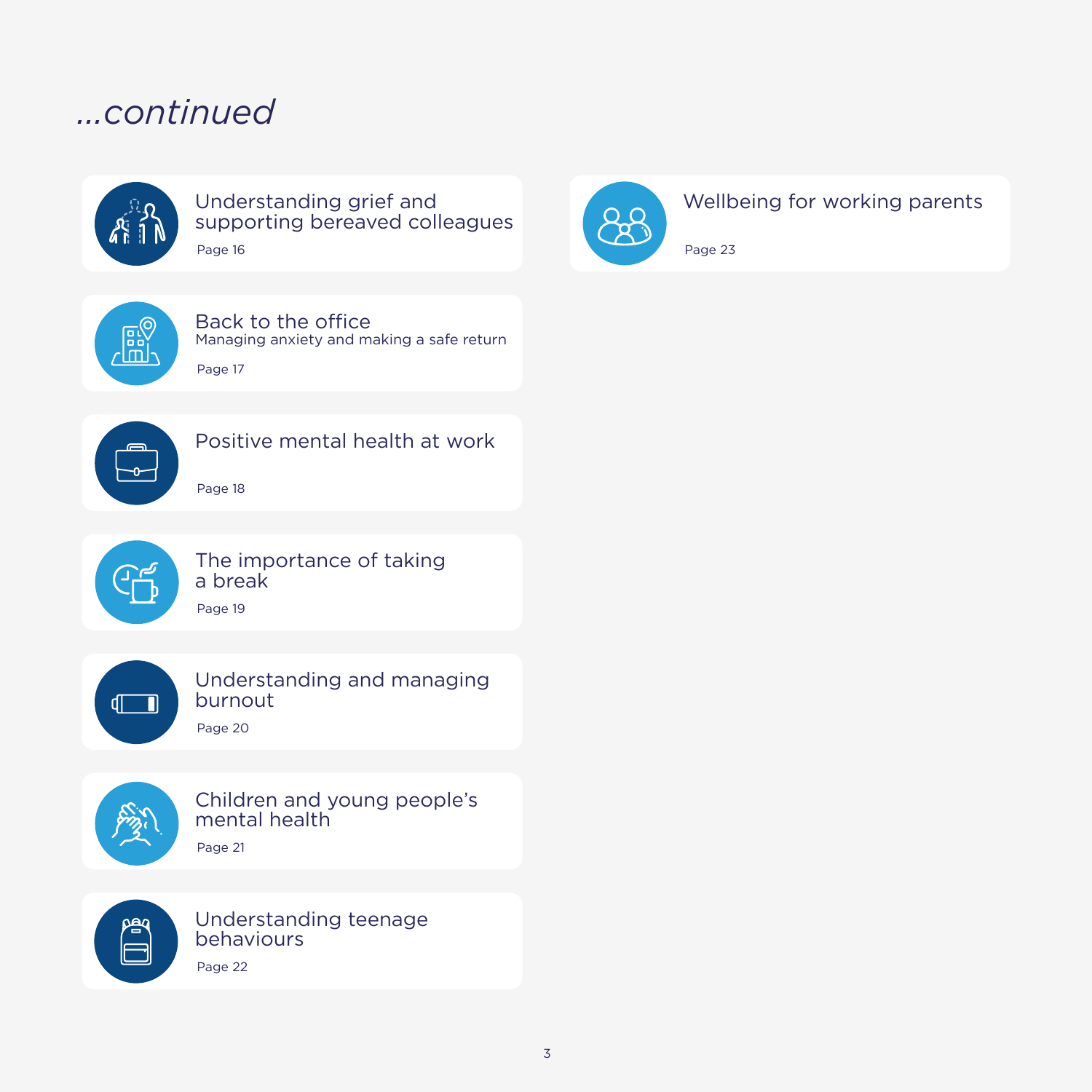# ...continued

**Understanding grief and supporting bereaved colleagues**
Page 16

**Back to the office**
Managing anxiety and making a safe return
Page 17

**Positive mental health at work**
Page 18

**The importance of taking a break**
Page 19

**Understanding and managing burnout**
Page 20

**Children and young people's mental health**
Page 21

**Understanding teenage behaviours**
Page 22

**Wellbeing for working parents**
Page 23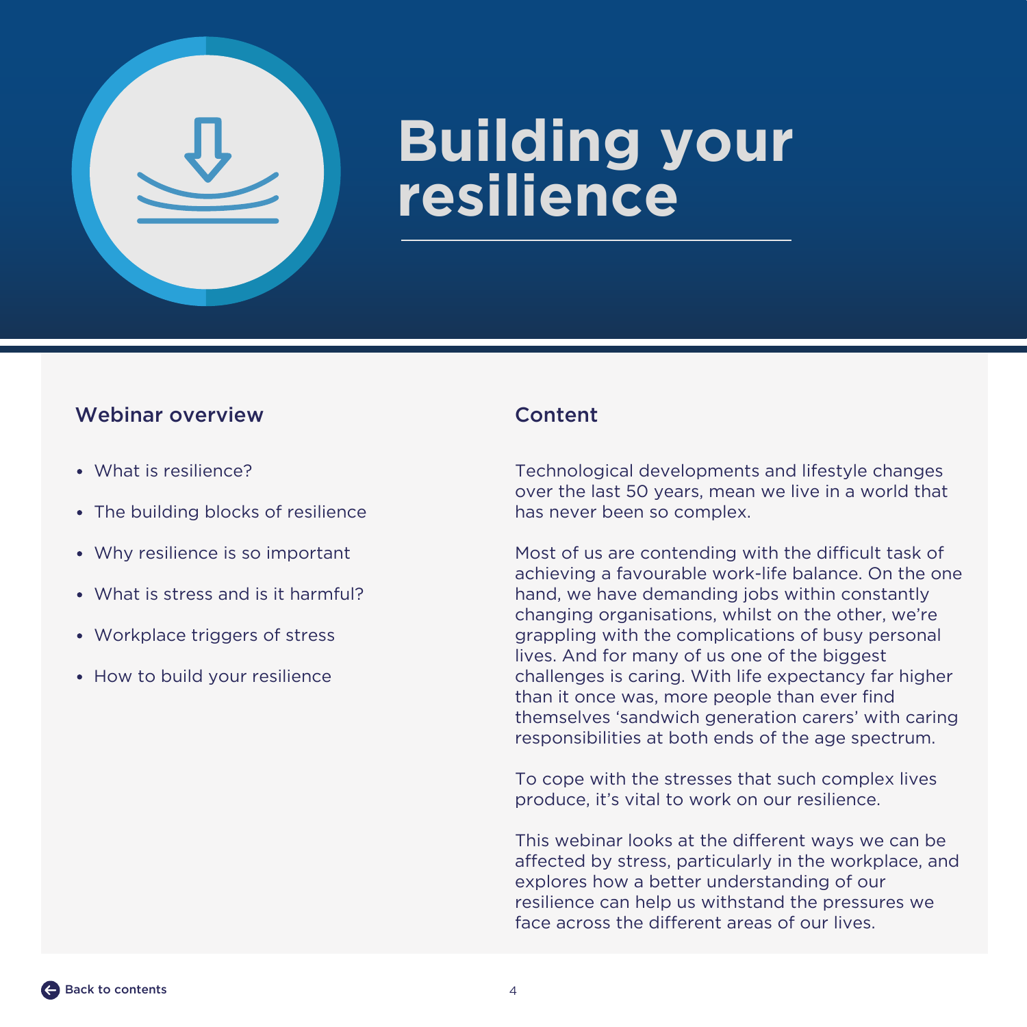# Building your resilience

## Webinar overview

- What is resilience?
- The building blocks of resilience
- Why resilience is so important
- What is stress and is it harmful?
- Workplace triggers of stress
- How to build your resilience

## Content

Technological developments and lifestyle changes over the last 50 years, mean we live in a world that has never been so complex.

Most of us are contending with the difficult task of achieving a favourable work-life balance. On the one hand, we have demanding jobs within constantly changing organisations, whilst on the other, we're grappling with the complications of busy personal lives. And for many of us one of the biggest challenges is caring. With life expectancy far higher than it once was, more people than ever find themselves 'sandwich generation carers' with caring responsibilities at both ends of the age spectrum.

To cope with the stresses that such complex lives produce, it's vital to work on our resilience.

This webinar looks at the different ways we can be affected by stress, particularly in the workplace, and explores how a better understanding of our resilience can help us withstand the pressures we face across the different areas of our lives.

Back to contents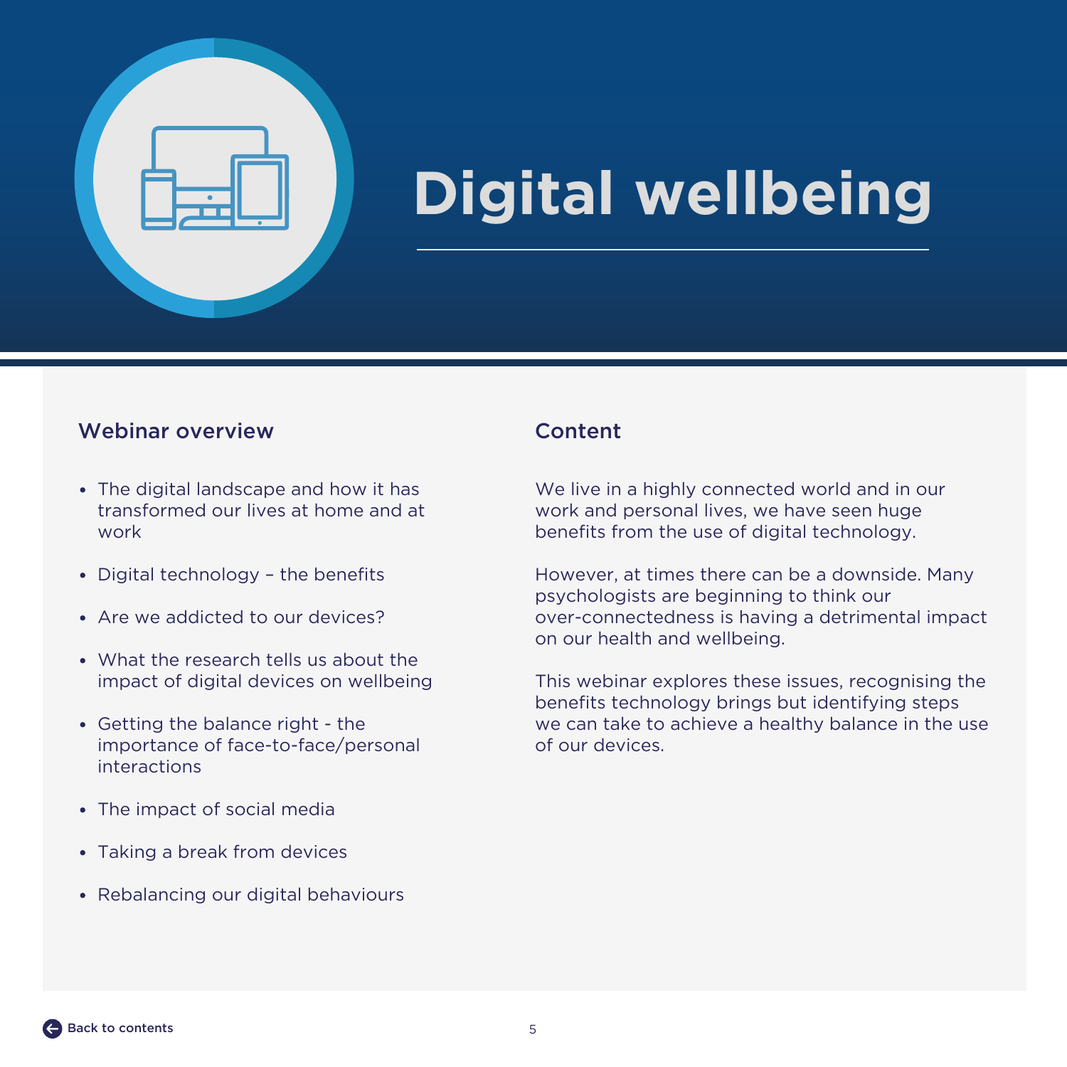# Digital wellbeing

## Webinar overview

- The digital landscape and how it has transformed our lives at home and at work
- Digital technology – the benefits
- Are we addicted to our devices?
- What the research tells us about the impact of digital devices on wellbeing
- Getting the balance right - the importance of face-to-face/personal interactions
- The impact of social media
- Taking a break from devices
- Rebalancing our digital behaviours

## Content

We live in a highly connected world and in our work and personal lives, we have seen huge benefits from the use of digital technology.

However, at times there can be a downside. Many psychologists are beginning to think our over-connectedness is having a detrimental impact on our health and wellbeing.

This webinar explores these issues, recognising the benefits technology brings but identifying steps we can take to achieve a healthy balance in the use of our devices.

Back to contents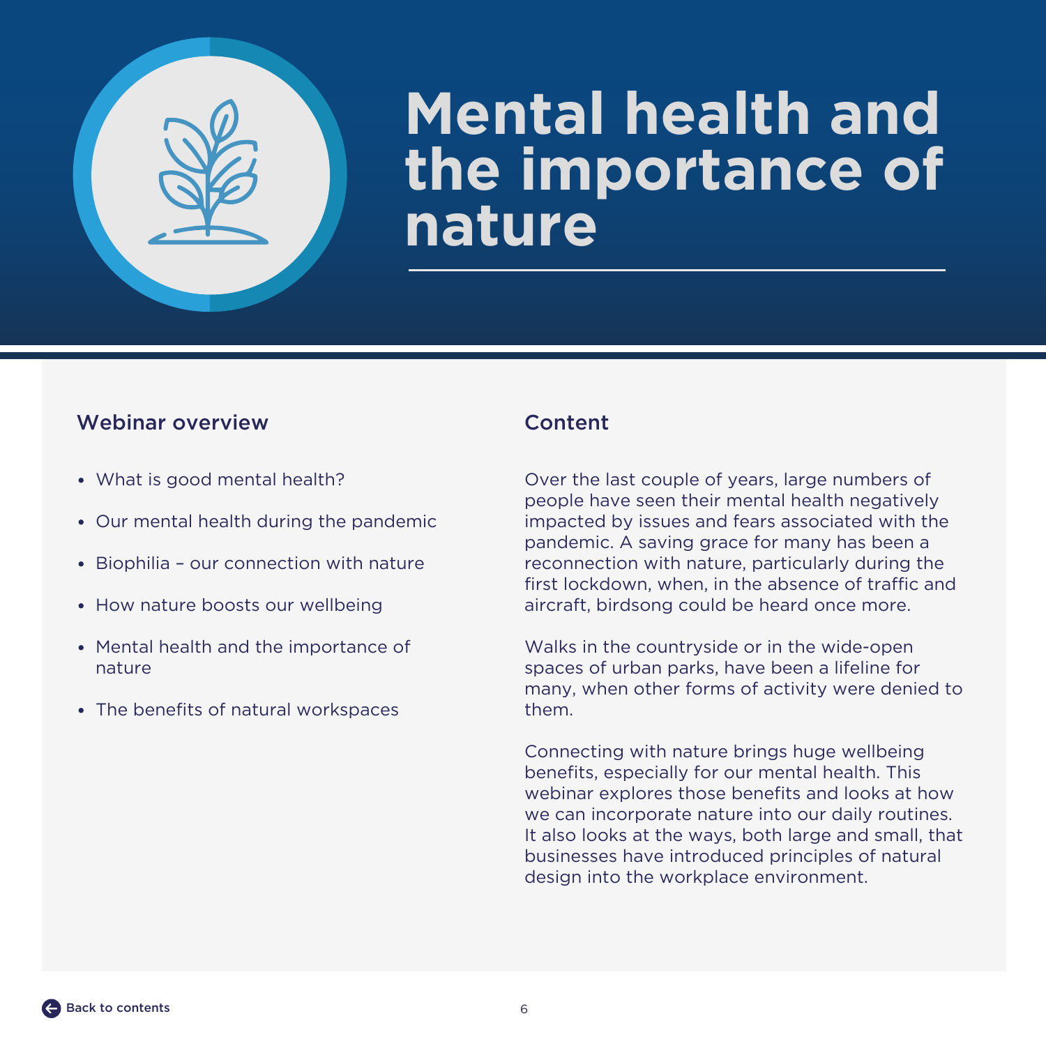# Mental health and the importance of nature

## Webinar overview

- What is good mental health?
- Our mental health during the pandemic
- Biophilia – our connection with nature
- How nature boosts our wellbeing
- Mental health and the importance of nature
- The benefits of natural workspaces

## Content

Over the last couple of years, large numbers of people have seen their mental health negatively impacted by issues and fears associated with the pandemic. A saving grace for many has been a reconnection with nature, particularly during the first lockdown, when, in the absence of traffic and aircraft, birdsong could be heard once more.

Walks in the countryside or in the wide-open spaces of urban parks, have been a lifeline for many, when other forms of activity were denied to them.

Connecting with nature brings huge wellbeing benefits, especially for our mental health. This webinar explores those benefits and looks at how we can incorporate nature into our daily routines. It also looks at the ways, both large and small, that businesses have introduced principles of natural design into the workplace environment.

Back to contents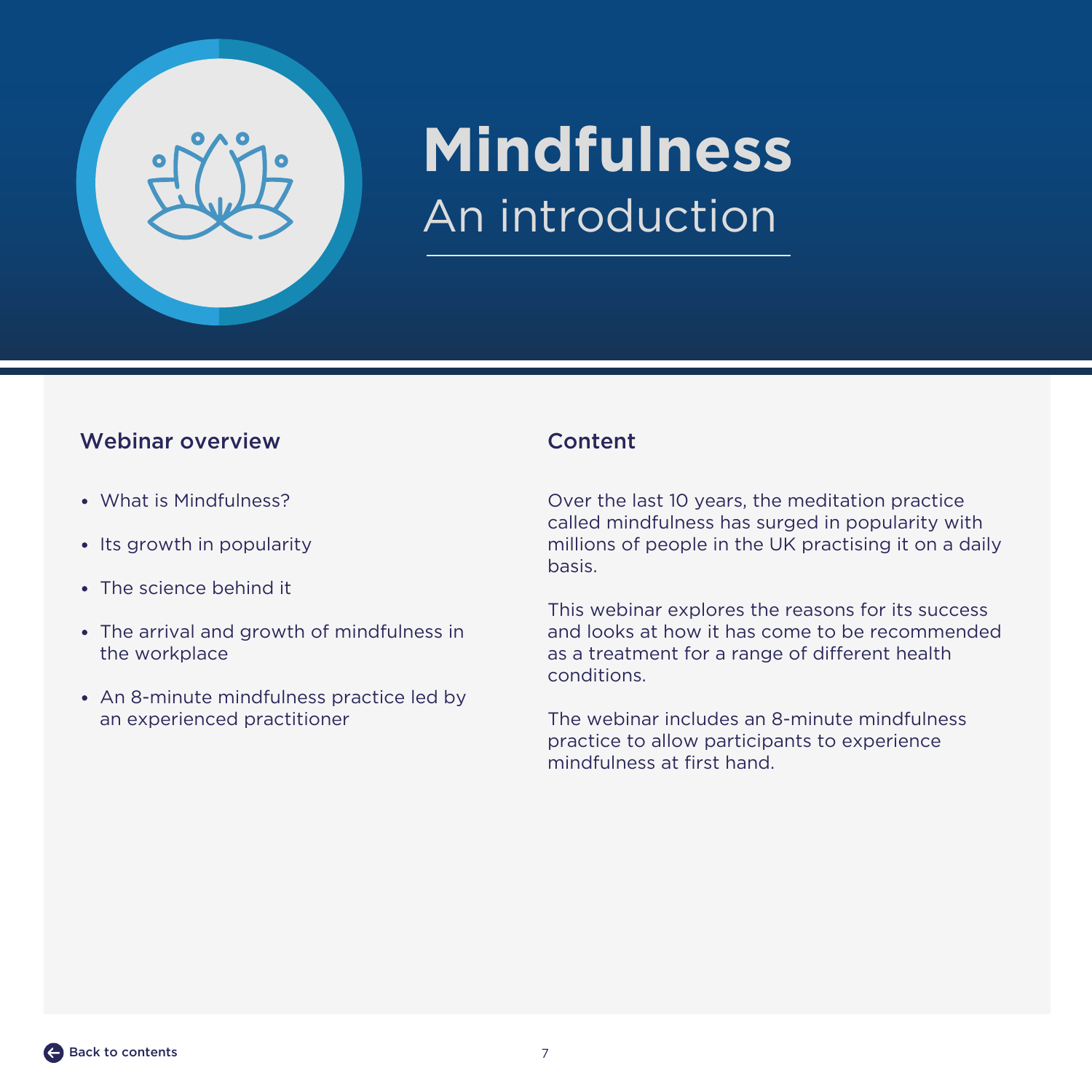# Mindfulness

## An introduction

### Webinar overview

- What is Mindfulness?
- Its growth in popularity
- The science behind it
- The arrival and growth of mindfulness in the workplace
- An 8-minute mindfulness practice led by an experienced practitioner

### Content

Over the last 10 years, the meditation practice called mindfulness has surged in popularity with millions of people in the UK practising it on a daily basis.

This webinar explores the reasons for its success and looks at how it has come to be recommended as a treatment for a range of different health conditions.

The webinar includes an 8-minute mindfulness practice to allow participants to experience mindfulness at first hand.

Back to contents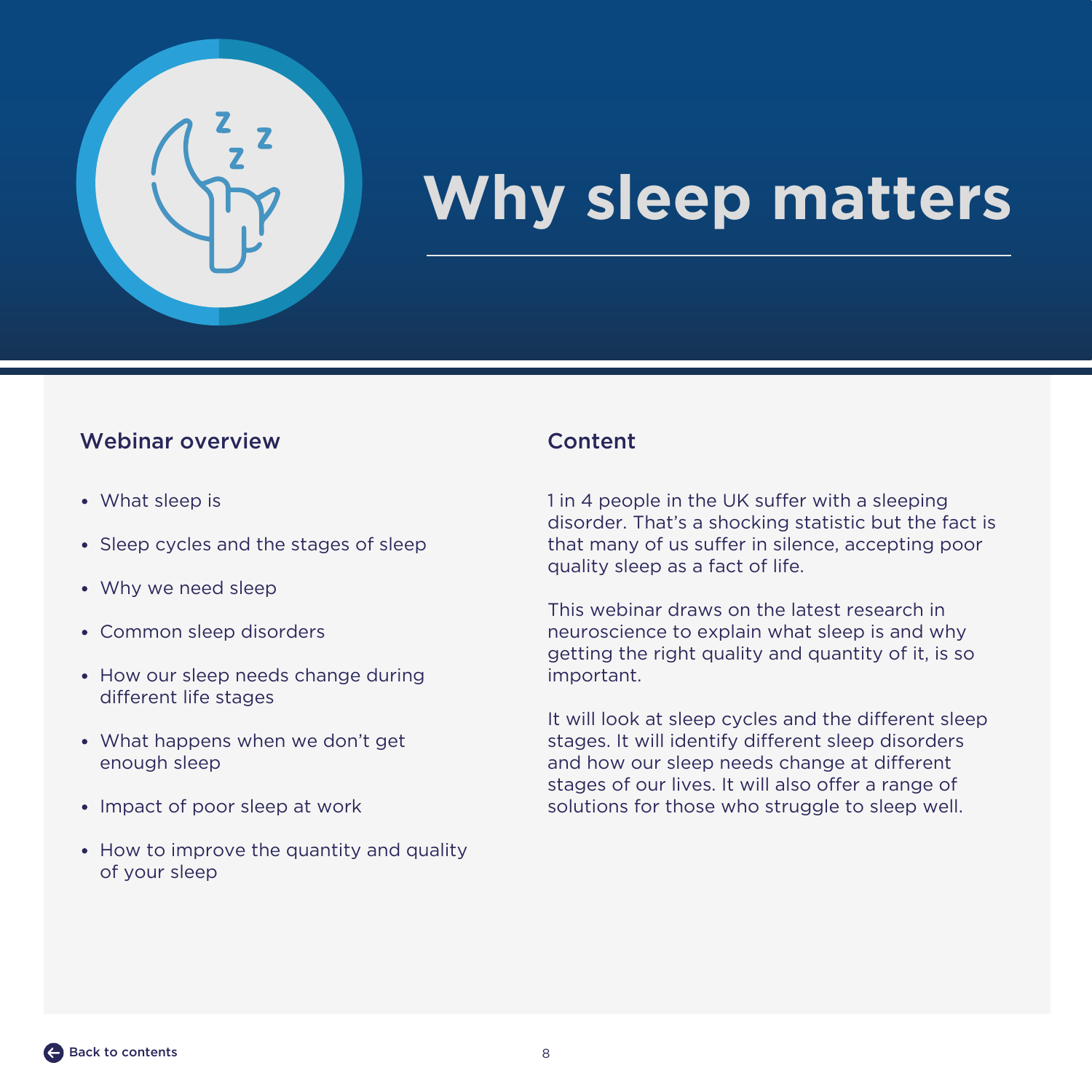# Why sleep matters

## Webinar overview

- What sleep is
- Sleep cycles and the stages of sleep
- Why we need sleep
- Common sleep disorders
- How our sleep needs change during different life stages
- What happens when we don't get enough sleep
- Impact of poor sleep at work
- How to improve the quantity and quality of your sleep

## Content

1 in 4 people in the UK suffer with a sleeping disorder. That's a shocking statistic but the fact is that many of us suffer in silence, accepting poor quality sleep as a fact of life.

This webinar draws on the latest research in neuroscience to explain what sleep is and why getting the right quality and quantity of it, is so important.

It will look at sleep cycles and the different sleep stages. It will identify different sleep disorders and how our sleep needs change at different stages of our lives. It will also offer a range of solutions for those who struggle to sleep well.

Back to contents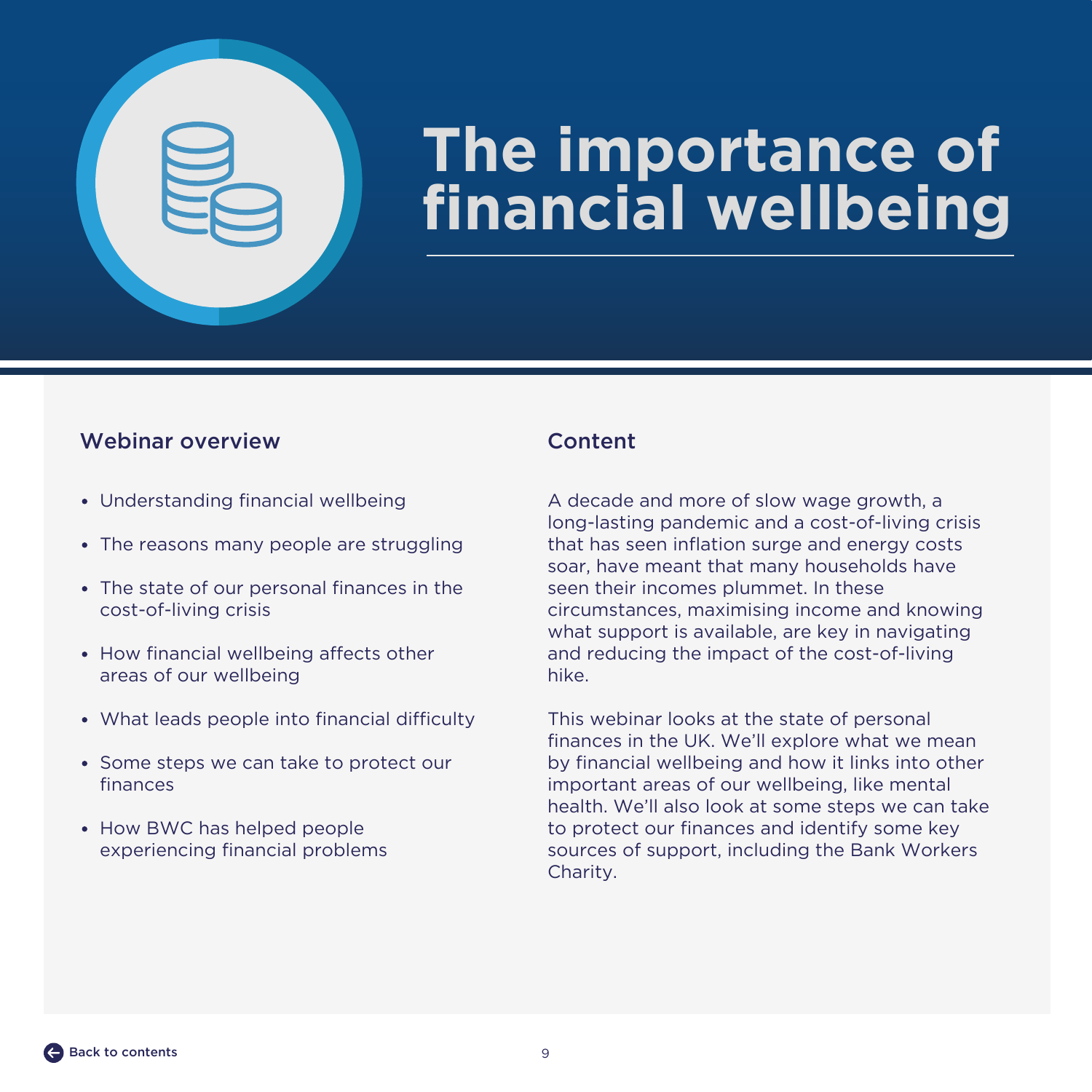# The importance of financial wellbeing

## Webinar overview

- Understanding financial wellbeing
- The reasons many people are struggling
- The state of our personal finances in the cost-of-living crisis
- How financial wellbeing affects other areas of our wellbeing
- What leads people into financial difficulty
- Some steps we can take to protect our finances
- How BWC has helped people experiencing financial problems

## Content

A decade and more of slow wage growth, a long-lasting pandemic and a cost-of-living crisis that has seen inflation surge and energy costs soar, have meant that many households have seen their incomes plummet. In these circumstances, maximising income and knowing what support is available, are key in navigating and reducing the impact of the cost-of-living hike.

This webinar looks at the state of personal finances in the UK. We'll explore what we mean by financial wellbeing and how it links into other important areas of our wellbeing, like mental health. We'll also look at some steps we can take to protect our finances and identify some key sources of support, including the Bank Workers Charity.

Back to contents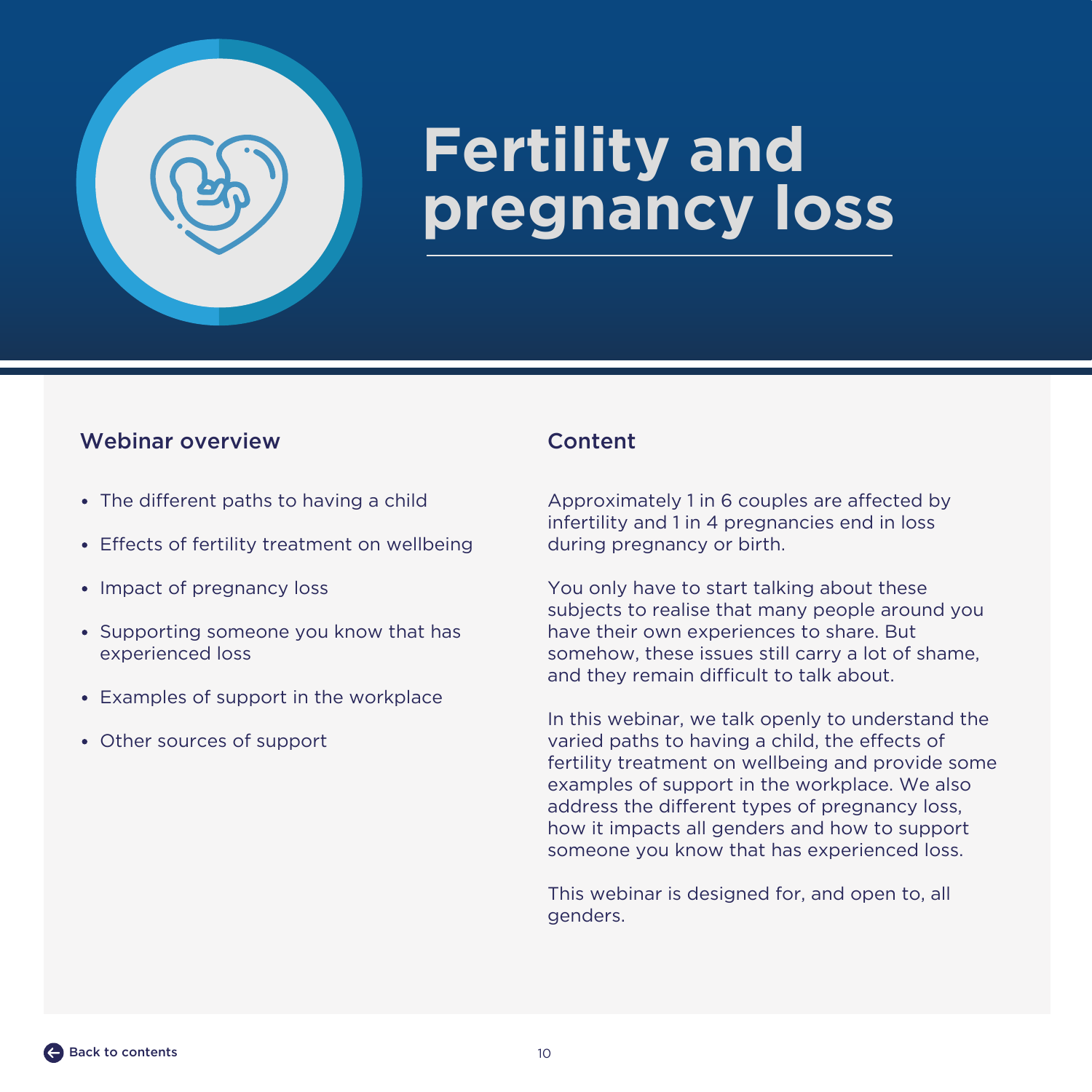# Fertility and pregnancy loss

## Webinar overview

- The different paths to having a child
- Effects of fertility treatment on wellbeing
- Impact of pregnancy loss
- Supporting someone you know that has experienced loss
- Examples of support in the workplace
- Other sources of support

## Content

Approximately 1 in 6 couples are affected by infertility and 1 in 4 pregnancies end in loss during pregnancy or birth.

You only have to start talking about these subjects to realise that many people around you have their own experiences to share. But somehow, these issues still carry a lot of shame, and they remain difficult to talk about.

In this webinar, we talk openly to understand the varied paths to having a child, the effects of fertility treatment on wellbeing and provide some examples of support in the workplace. We also address the different types of pregnancy loss, how it impacts all genders and how to support someone you know that has experienced loss.

This webinar is designed for, and open to, all genders.

Back to contents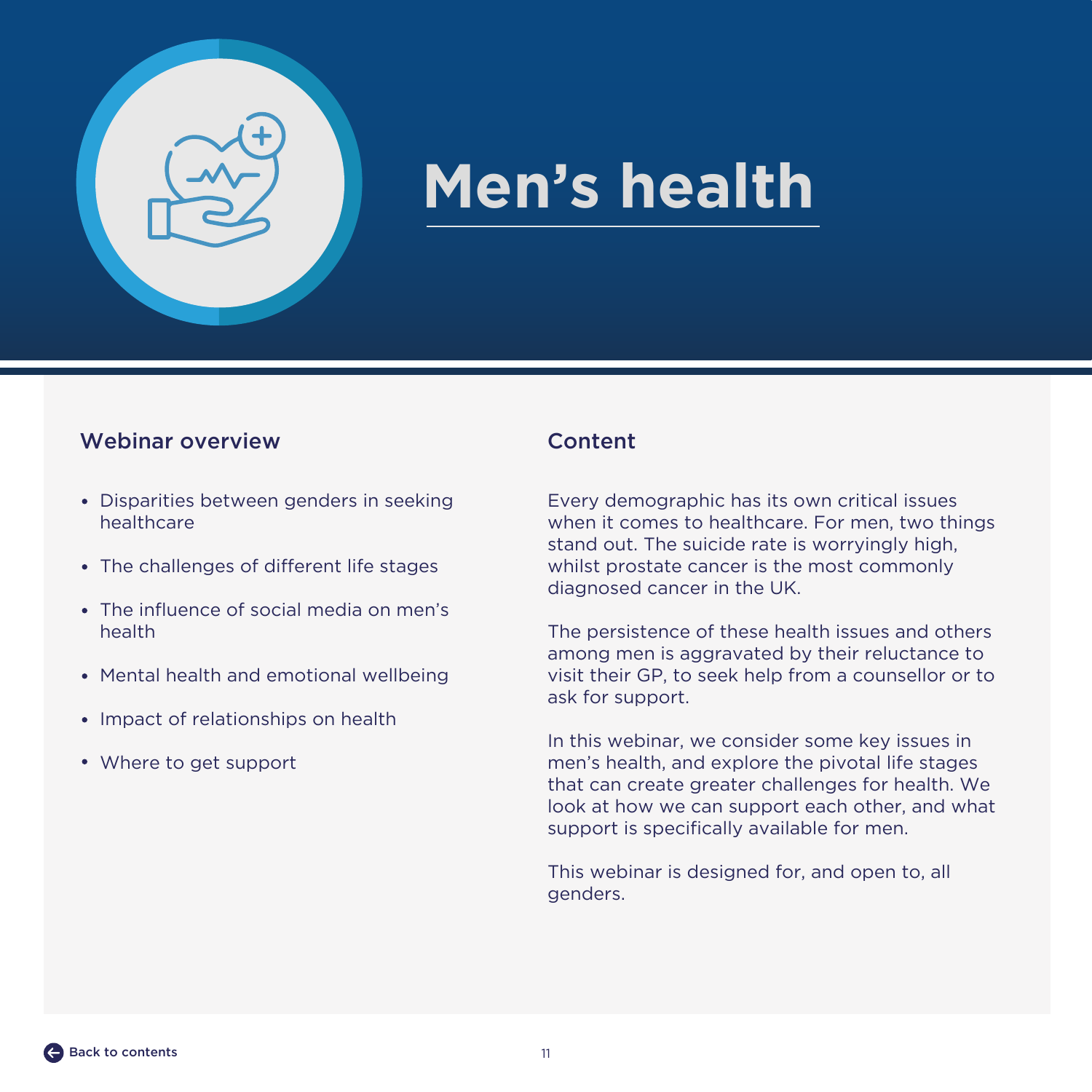# Men’s health

## Webinar overview

- Disparities between genders in seeking healthcare
- The challenges of different life stages
- The influence of social media on men’s health
- Mental health and emotional wellbeing
- Impact of relationships on health
- Where to get support

## Content

Every demographic has its own critical issues when it comes to healthcare. For men, two things stand out. The suicide rate is worryingly high, whilst prostate cancer is the most commonly diagnosed cancer in the UK.

The persistence of these health issues and others among men is aggravated by their reluctance to visit their GP, to seek help from a counsellor or to ask for support.

In this webinar, we consider some key issues in men’s health, and explore the pivotal life stages that can create greater challenges for health. We look at how we can support each other, and what support is specifically available for men.

This webinar is designed for, and open to, all genders.

Back to contents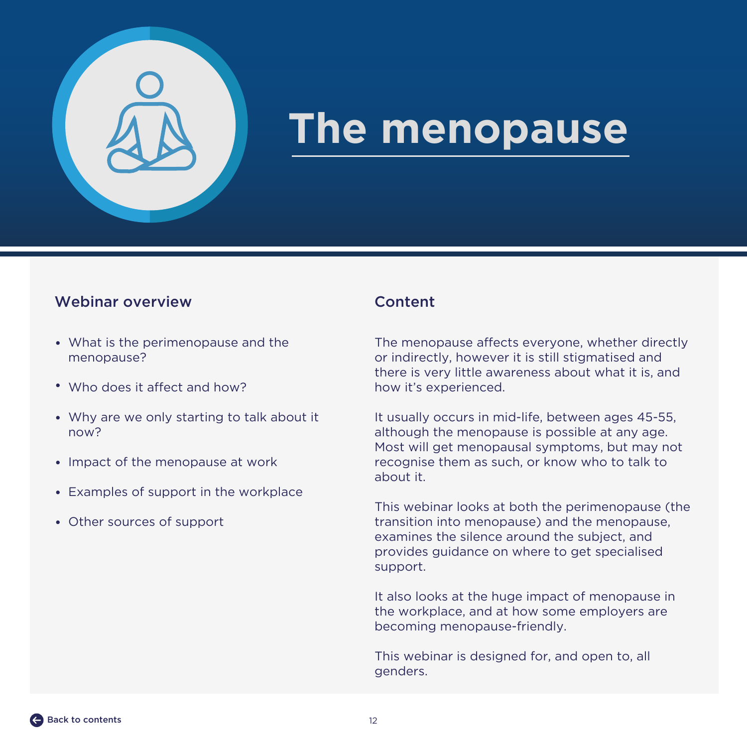# The menopause

## Webinar overview

- What is the perimenopause and the menopause?
- Who does it affect and how?
- Why are we only starting to talk about it now?
- Impact of the menopause at work
- Examples of support in the workplace
- Other sources of support

## Content

The menopause affects everyone, whether directly or indirectly, however it is still stigmatised and there is very little awareness about what it is, and how it's experienced.

It usually occurs in mid-life, between ages 45-55, although the menopause is possible at any age. Most will get menopausal symptoms, but may not recognise them as such, or know who to talk to about it.

This webinar looks at both the perimenopause (the transition into menopause) and the menopause, examines the silence around the subject, and provides guidance on where to get specialised support.

It also looks at the huge impact of menopause in the workplace, and at how some employers are becoming menopause-friendly.

This webinar is designed for, and open to, all genders.

Back to contents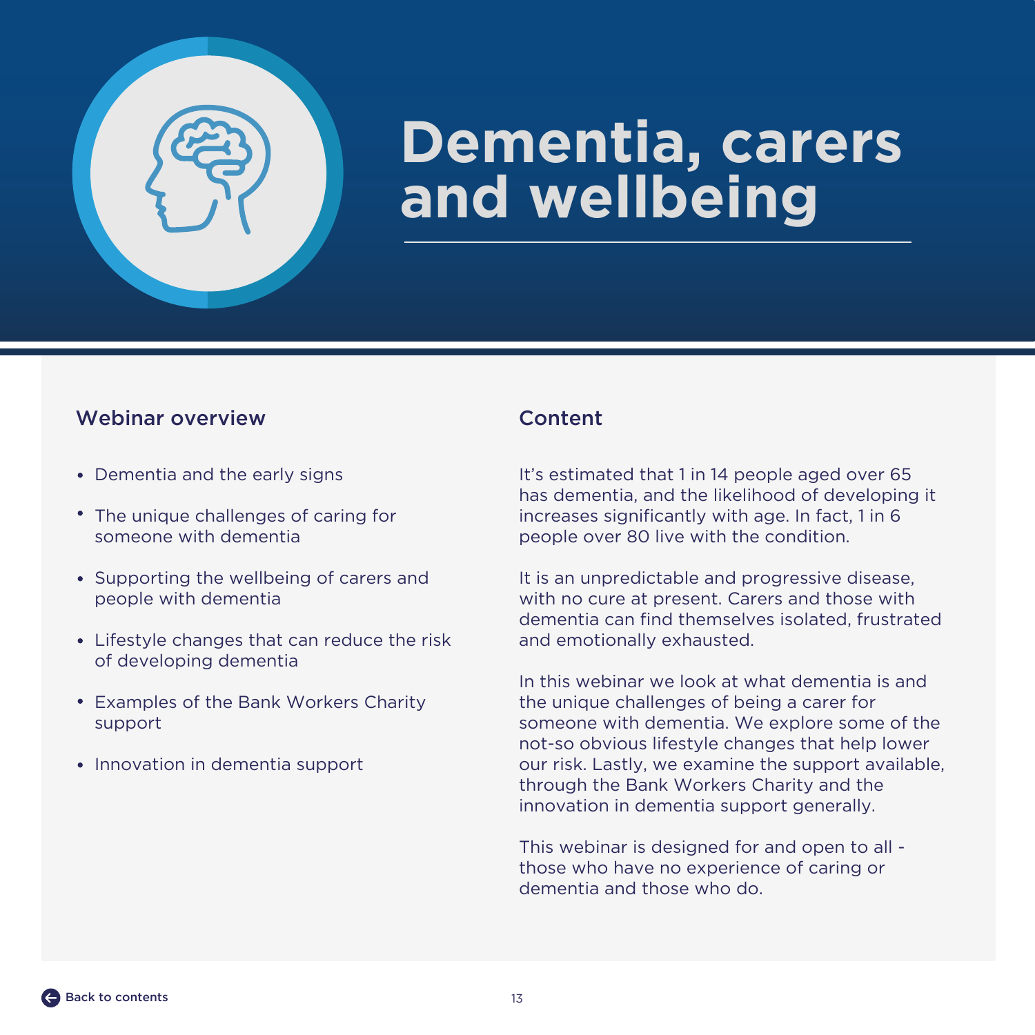# Dementia, carers and wellbeing

## Webinar overview

- Dementia and the early signs
- The unique challenges of caring for someone with dementia
- Supporting the wellbeing of carers and people with dementia
- Lifestyle changes that can reduce the risk of developing dementia
- Examples of the Bank Workers Charity support
- Innovation in dementia support

## Content

It's estimated that 1 in 14 people aged over 65 has dementia, and the likelihood of developing it increases significantly with age. In fact, 1 in 6 people over 80 live with the condition.

It is an unpredictable and progressive disease, with no cure at present. Carers and those with dementia can find themselves isolated, frustrated and emotionally exhausted.

In this webinar we look at what dementia is and the unique challenges of being a carer for someone with dementia. We explore some of the not-so obvious lifestyle changes that help lower our risk. Lastly, we examine the support available, through the Bank Workers Charity and the innovation in dementia support generally.

This webinar is designed for and open to all - those who have no experience of caring or dementia and those who do.

Back to contents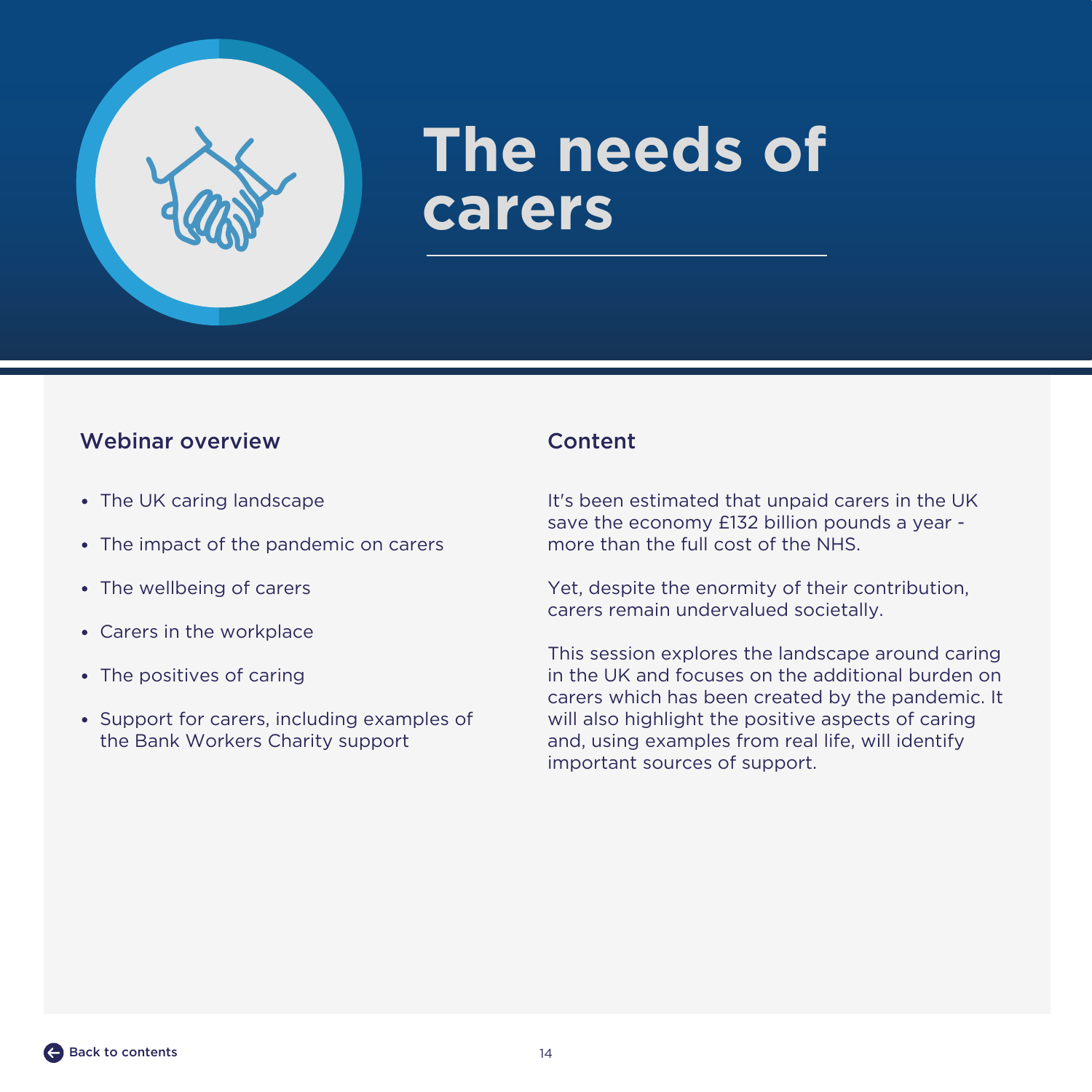# The needs of carers

## Webinar overview

- The UK caring landscape
- The impact of the pandemic on carers
- The wellbeing of carers
- Carers in the workplace
- The positives of caring
- Support for carers, including examples of the Bank Workers Charity support

## Content

It's been estimated that unpaid carers in the UK save the economy £132 billion pounds a year - more than the full cost of the NHS.

Yet, despite the enormity of their contribution, carers remain undervalued societally.

This session explores the landscape around caring in the UK and focuses on the additional burden on carers which has been created by the pandemic. It will also highlight the positive aspects of caring and, using examples from real life, will identify important sources of support.

Back to contents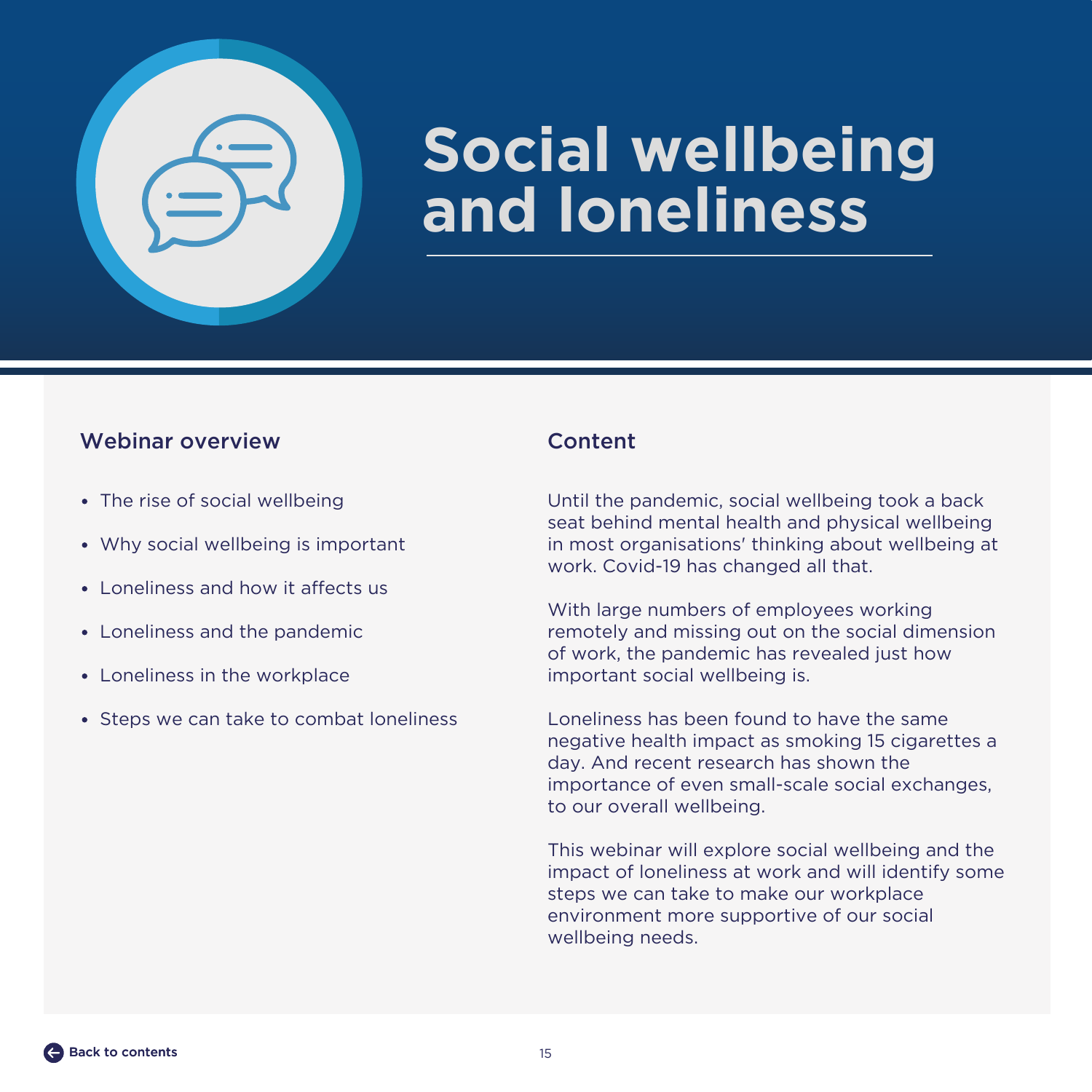# Social wellbeing and loneliness

## Webinar overview

- The rise of social wellbeing
- Why social wellbeing is important
- Loneliness and how it affects us
- Loneliness and the pandemic
- Loneliness in the workplace
- Steps we can take to combat loneliness

## Content

Until the pandemic, social wellbeing took a back seat behind mental health and physical wellbeing in most organisations' thinking about wellbeing at work. Covid-19 has changed all that.

With large numbers of employees working remotely and missing out on the social dimension of work, the pandemic has revealed just how important social wellbeing is.

Loneliness has been found to have the same negative health impact as smoking 15 cigarettes a day. And recent research has shown the importance of even small-scale social exchanges, to our overall wellbeing.

This webinar will explore social wellbeing and the impact of loneliness at work and will identify some steps we can take to make our workplace environment more supportive of our social wellbeing needs.

Back to contents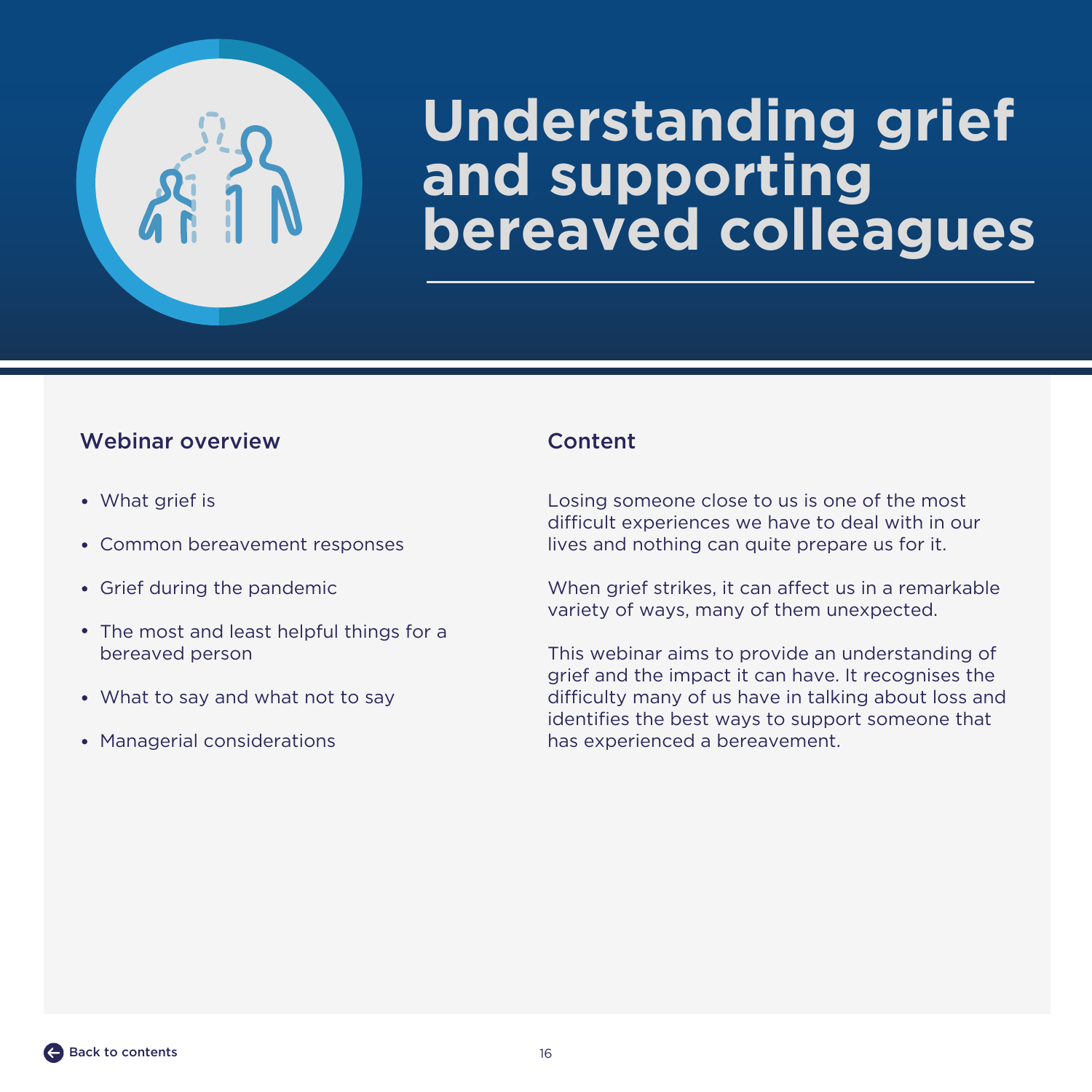# Understanding grief and supporting bereaved colleagues

## Webinar overview

- What grief is
- Common bereavement responses
- Grief during the pandemic
- The most and least helpful things for a bereaved person
- What to say and what not to say
- Managerial considerations

## Content

Losing someone close to us is one of the most difficult experiences we have to deal with in our lives and nothing can quite prepare us for it.

When grief strikes, it can affect us in a remarkable variety of ways, many of them unexpected.

This webinar aims to provide an understanding of grief and the impact it can have. It recognises the difficulty many of us have in talking about loss and identifies the best ways to support someone that has experienced a bereavement.

Back to contents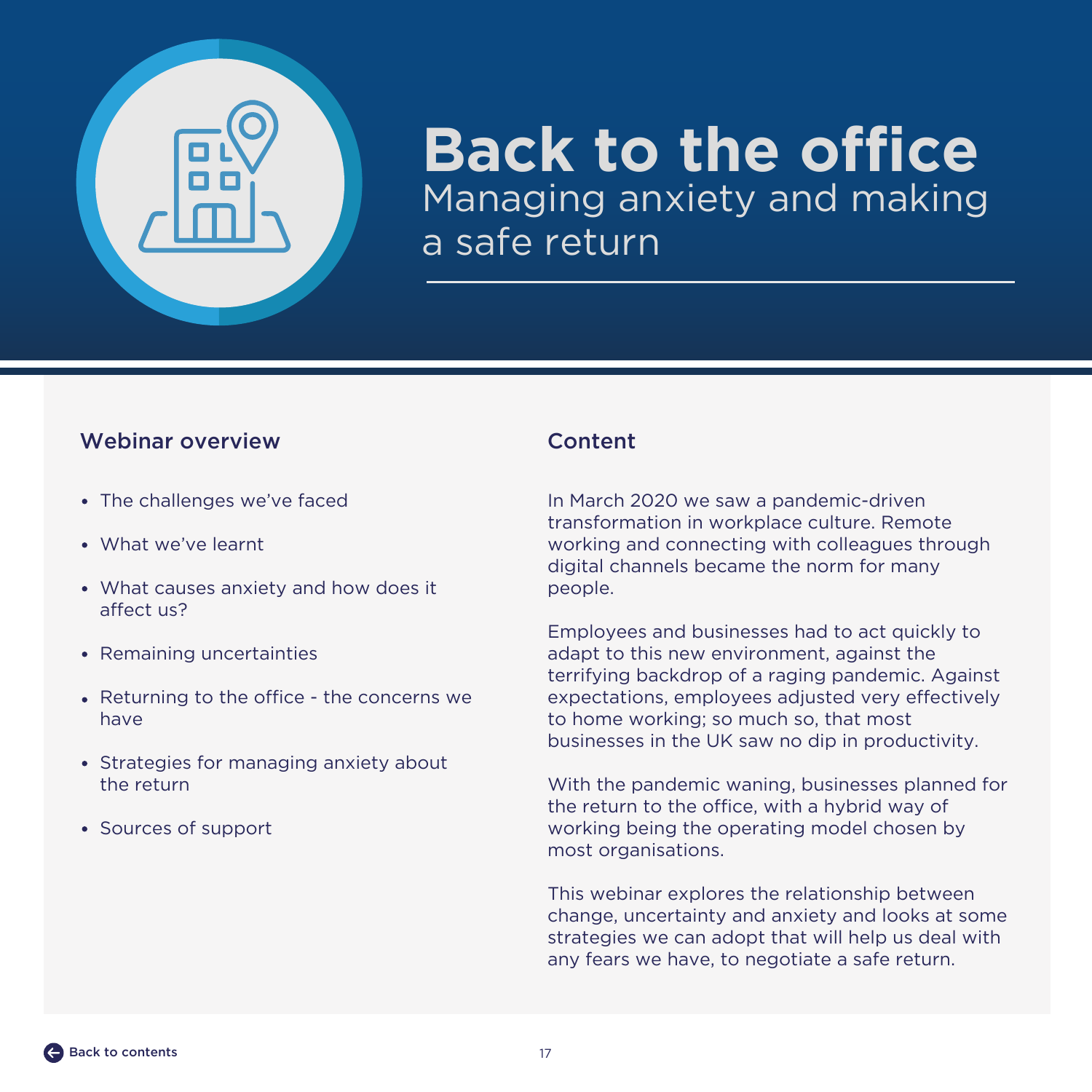# Back to the office

## Managing anxiety and making a safe return

### Webinar overview

- The challenges we've faced
- What we've learnt
- What causes anxiety and how does it affect us?
- Remaining uncertainties
- Returning to the office - the concerns we have
- Strategies for managing anxiety about the return
- Sources of support

### Content

In March 2020 we saw a pandemic-driven transformation in workplace culture. Remote working and connecting with colleagues through digital channels became the norm for many people.

Employees and businesses had to act quickly to adapt to this new environment, against the terrifying backdrop of a raging pandemic. Against expectations, employees adjusted very effectively to home working; so much so, that most businesses in the UK saw no dip in productivity.

With the pandemic waning, businesses planned for the return to the office, with a hybrid way of working being the operating model chosen by most organisations.

This webinar explores the relationship between change, uncertainty and anxiety and looks at some strategies we can adopt that will help us deal with any fears we have, to negotiate a safe return.

Back to contents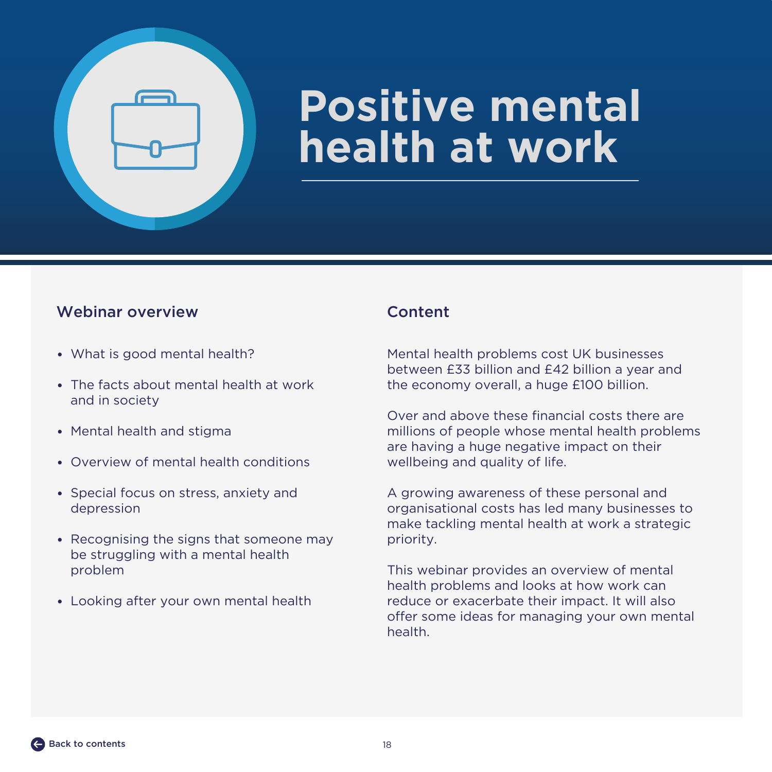# Positive mental health at work

## Webinar overview

- What is good mental health?
- The facts about mental health at work and in society
- Mental health and stigma
- Overview of mental health conditions
- Special focus on stress, anxiety and depression
- Recognising the signs that someone may be struggling with a mental health problem
- Looking after your own mental health

## Content

Mental health problems cost UK businesses between £33 billion and £42 billion a year and the economy overall, a huge £100 billion.

Over and above these financial costs there are millions of people whose mental health problems are having a huge negative impact on their wellbeing and quality of life.

A growing awareness of these personal and organisational costs has led many businesses to make tackling mental health at work a strategic priority.

This webinar provides an overview of mental health problems and looks at how work can reduce or exacerbate their impact. It will also offer some ideas for managing your own mental health.

Back to contents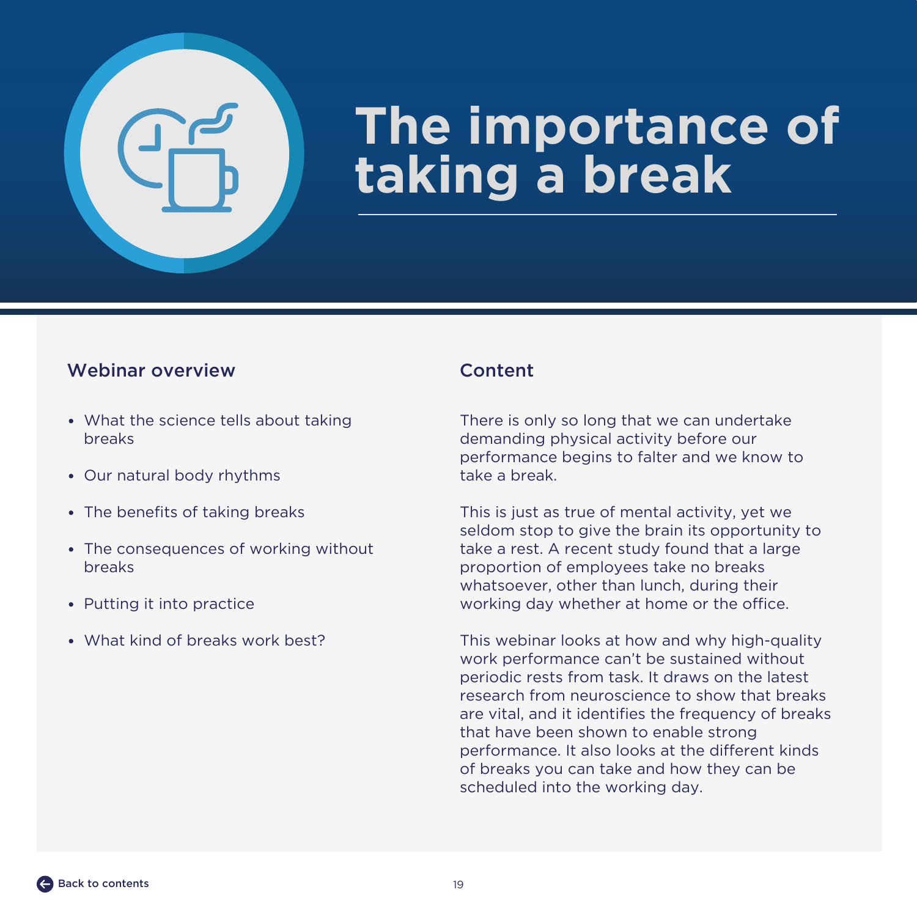# The importance of taking a break

## Webinar overview

- What the science tells about taking breaks
- Our natural body rhythms
- The benefits of taking breaks
- The consequences of working without breaks
- Putting it into practice
- What kind of breaks work best?

## Content

There is only so long that we can undertake demanding physical activity before our performance begins to falter and we know to take a break.

This is just as true of mental activity, yet we seldom stop to give the brain its opportunity to take a rest. A recent study found that a large proportion of employees take no breaks whatsoever, other than lunch, during their working day whether at home or the office.

This webinar looks at how and why high-quality work performance can't be sustained without periodic rests from task. It draws on the latest research from neuroscience to show that breaks are vital, and it identifies the frequency of breaks that have been shown to enable strong performance. It also looks at the different kinds of breaks you can take and how they can be scheduled into the working day.

Back to contents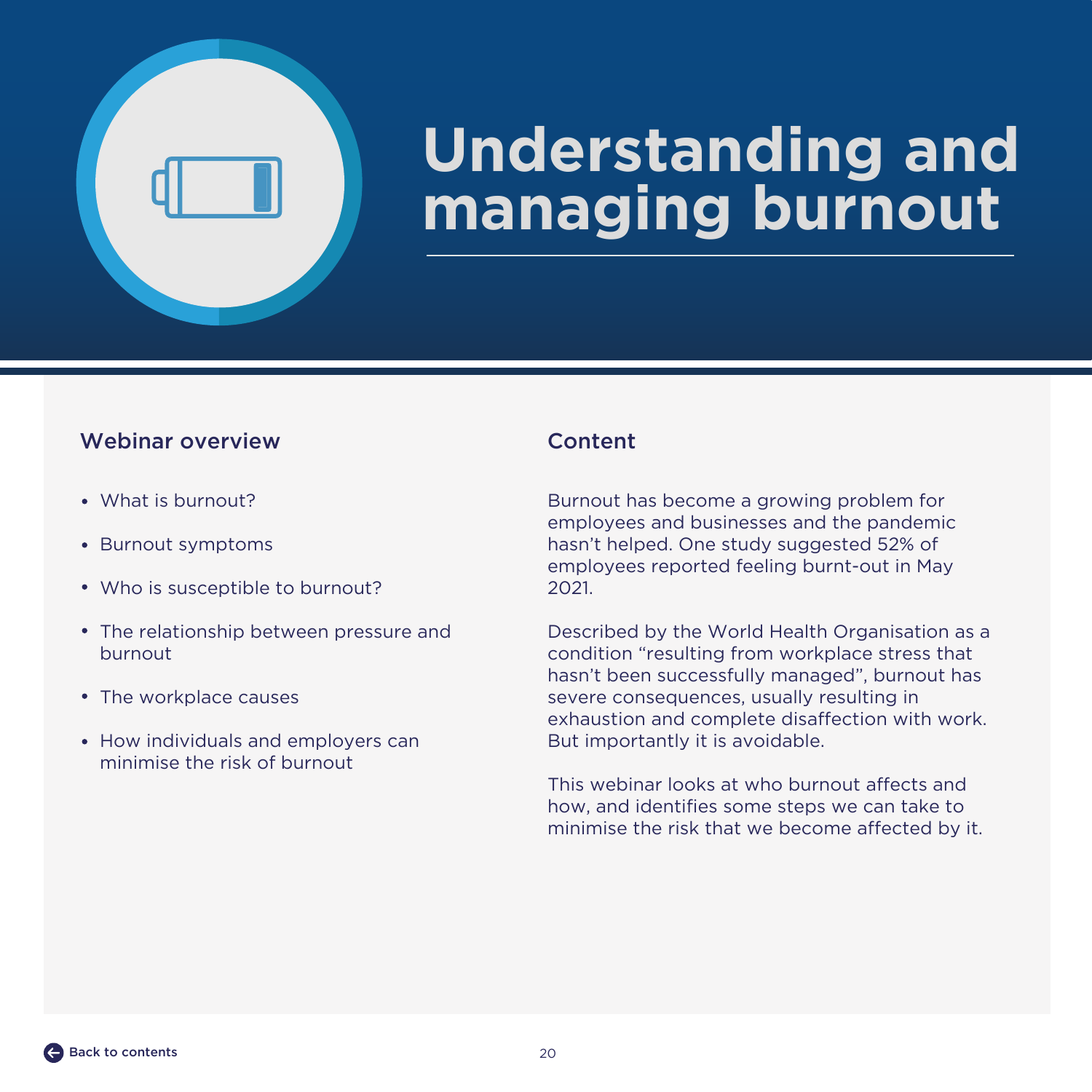# Understanding and managing burnout

## Webinar overview

- What is burnout?
- Burnout symptoms
- Who is susceptible to burnout?
- The relationship between pressure and burnout
- The workplace causes
- How individuals and employers can minimise the risk of burnout

## Content

Burnout has become a growing problem for employees and businesses and the pandemic hasn't helped. One study suggested 52% of employees reported feeling burnt-out in May 2021.

Described by the World Health Organisation as a condition "resulting from workplace stress that hasn't been successfully managed", burnout has severe consequences, usually resulting in exhaustion and complete disaffection with work. But importantly it is avoidable.

This webinar looks at who burnout affects and how, and identifies some steps we can take to minimise the risk that we become affected by it.

Back to contents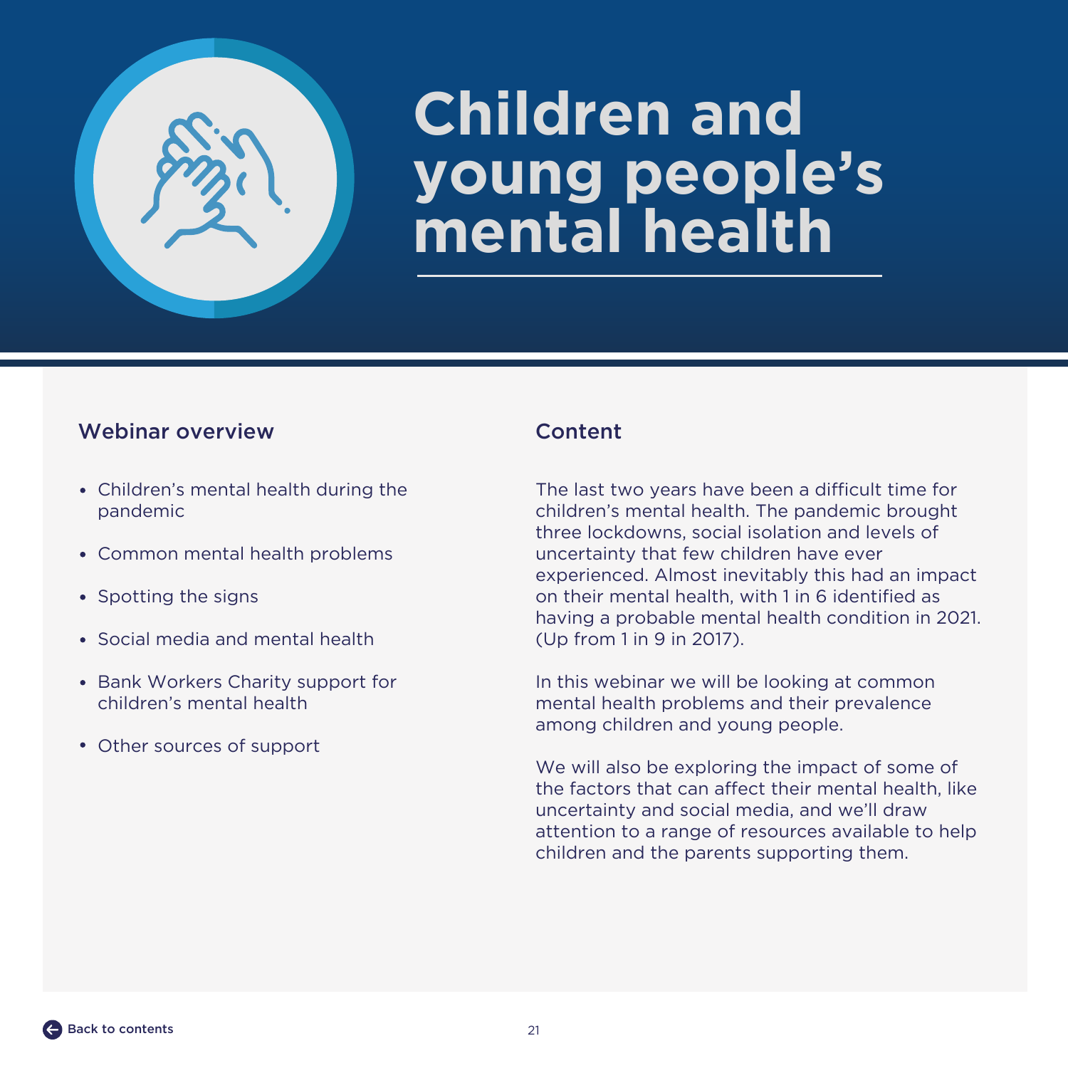# Children and young people's mental health

## Webinar overview

- Children's mental health during the pandemic
- Common mental health problems
- Spotting the signs
- Social media and mental health
- Bank Workers Charity support for children's mental health
- Other sources of support

## Content

The last two years have been a difficult time for children's mental health. The pandemic brought three lockdowns, social isolation and levels of uncertainty that few children have ever experienced. Almost inevitably this had an impact on their mental health, with 1 in 6 identified as having a probable mental health condition in 2021. (Up from 1 in 9 in 2017).

In this webinar we will be looking at common mental health problems and their prevalence among children and young people.

We will also be exploring the impact of some of the factors that can affect their mental health, like uncertainty and social media, and we'll draw attention to a range of resources available to help children and the parents supporting them.

Back to contents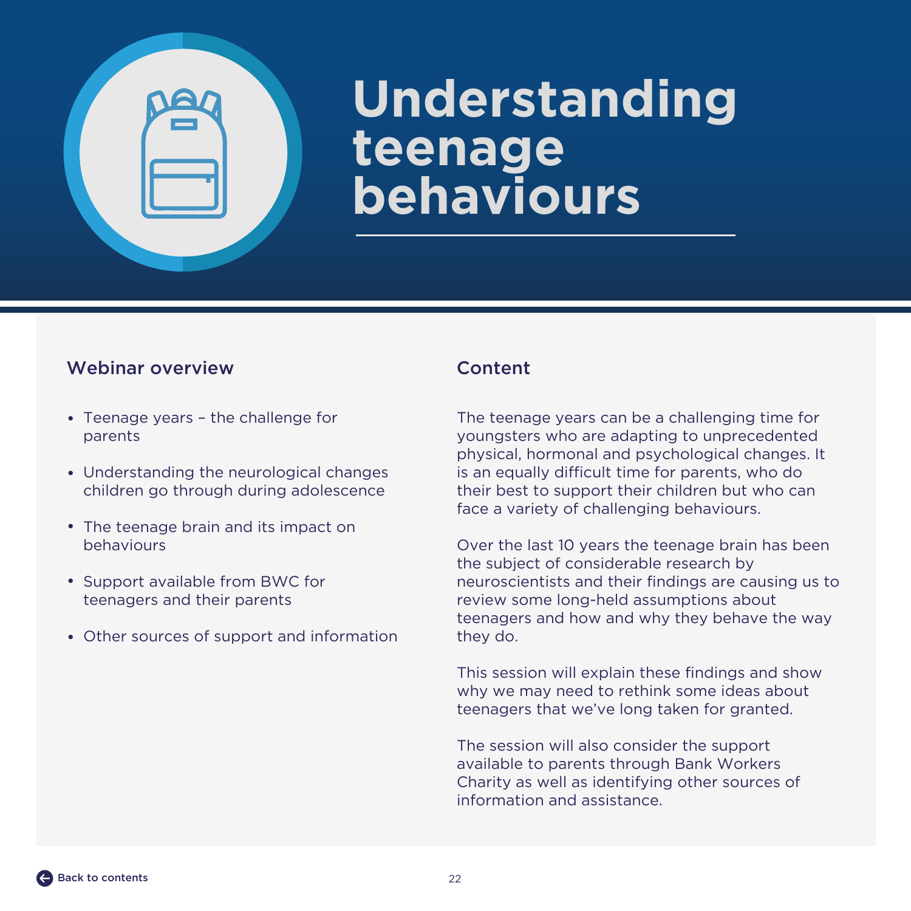# Understanding teenage behaviours

## Webinar overview

- Teenage years – the challenge for parents
- Understanding the neurological changes children go through during adolescence
- The teenage brain and its impact on behaviours
- Support available from BWC for teenagers and their parents
- Other sources of support and information

## Content

The teenage years can be a challenging time for youngsters who are adapting to unprecedented physical, hormonal and psychological changes. It is an equally difficult time for parents, who do their best to support their children but who can face a variety of challenging behaviours.

Over the last 10 years the teenage brain has been the subject of considerable research by neuroscientists and their findings are causing us to review some long-held assumptions about teenagers and how and why they behave the way they do.

This session will explain these findings and show why we may need to rethink some ideas about teenagers that we've long taken for granted.

The session will also consider the support available to parents through Bank Workers Charity as well as identifying other sources of information and assistance.

Back to contents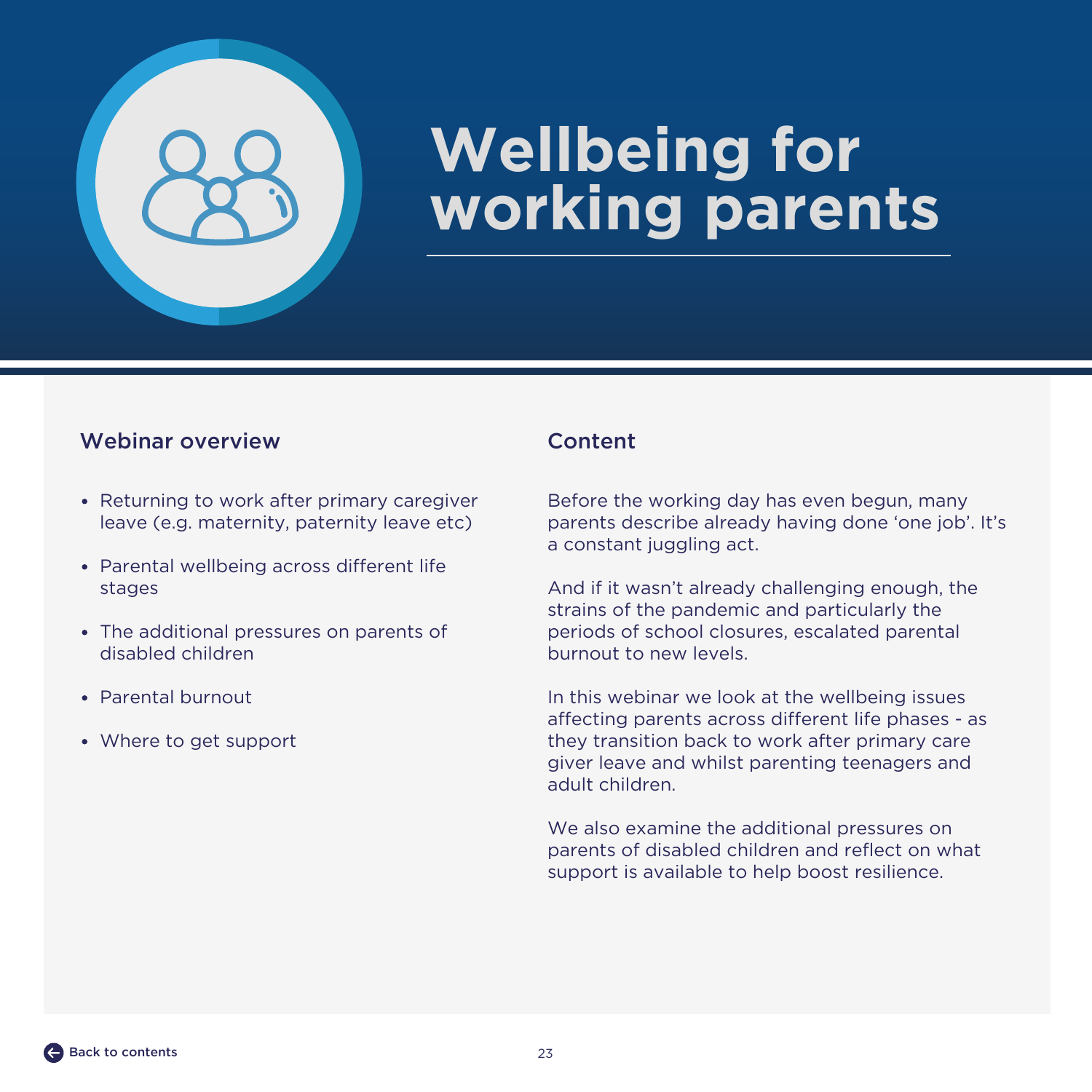# Wellbeing for working parents

## Webinar overview

- Returning to work after primary caregiver leave (e.g. maternity, paternity leave etc)
- Parental wellbeing across different life stages
- The additional pressures on parents of disabled children
- Parental burnout
- Where to get support

## Content

Before the working day has even begun, many parents describe already having done 'one job'. It's a constant juggling act.

And if it wasn't already challenging enough, the strains of the pandemic and particularly the periods of school closures, escalated parental burnout to new levels.

In this webinar we look at the wellbeing issues affecting parents across different life phases - as they transition back to work after primary care giver leave and whilst parenting teenagers and adult children.

We also examine the additional pressures on parents of disabled children and reflect on what support is available to help boost resilience.

Back to contents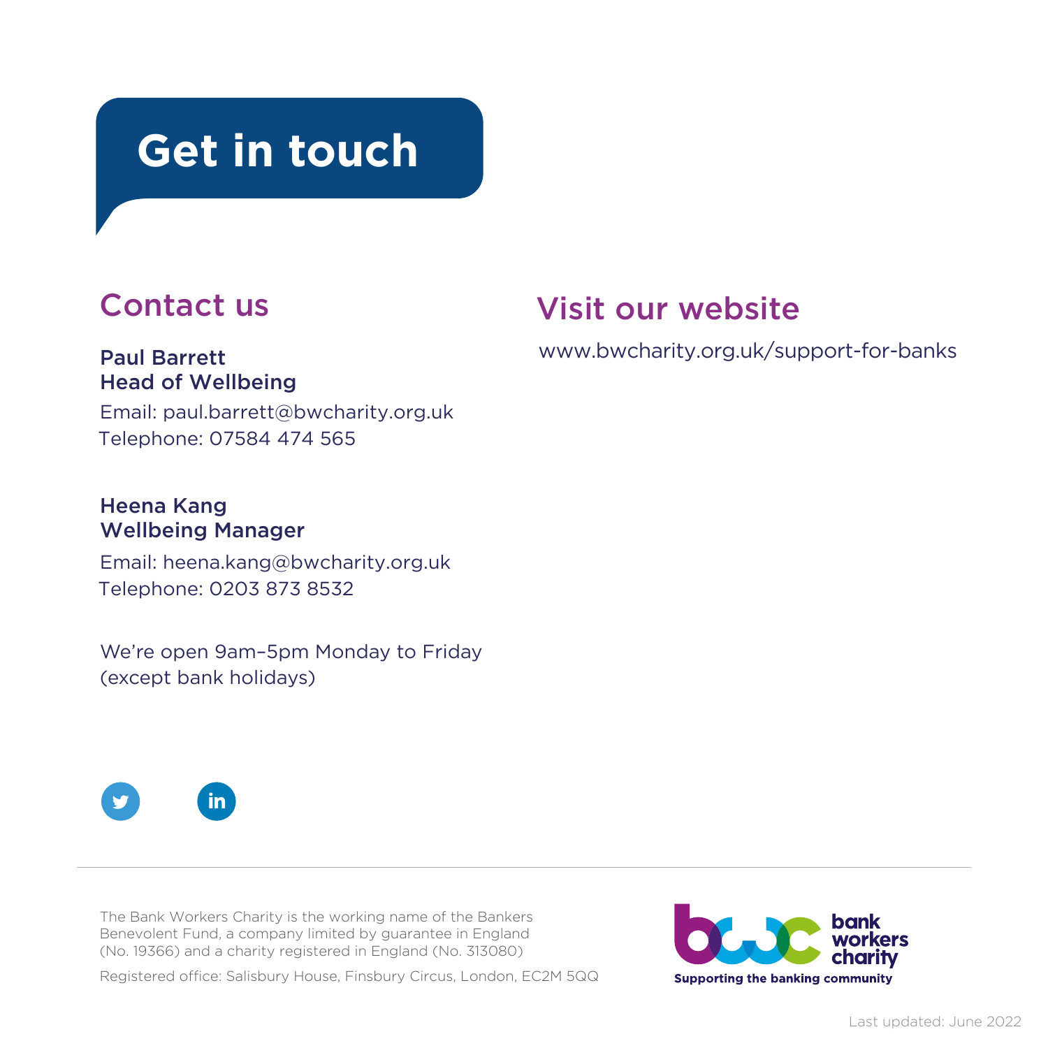# Get in touch

## Contact us

**Paul Barrett**
**Head of Wellbeing**

Email: paul.barrett@bwcharity.org.uk
Telephone: 07584 474 565

**Heena Kang**
**Wellbeing Manager**

Email: heena.kang@bwcharity.org.uk
Telephone: 0203 873 8532

We're open 9am–5pm Monday to Friday (except bank holidays)

## Visit our website

www.bwcharity.org.uk/support-for-banks

The Bank Workers Charity is the working name of the Bankers Benevolent Fund, a company limited by guarantee in England (No. 19366) and a charity registered in England (No. 313080)

Registered office: Salisbury House, Finsbury Circus, London, EC2M 5QQ

bank workers charity
Supporting the banking community

Last updated: June 2022